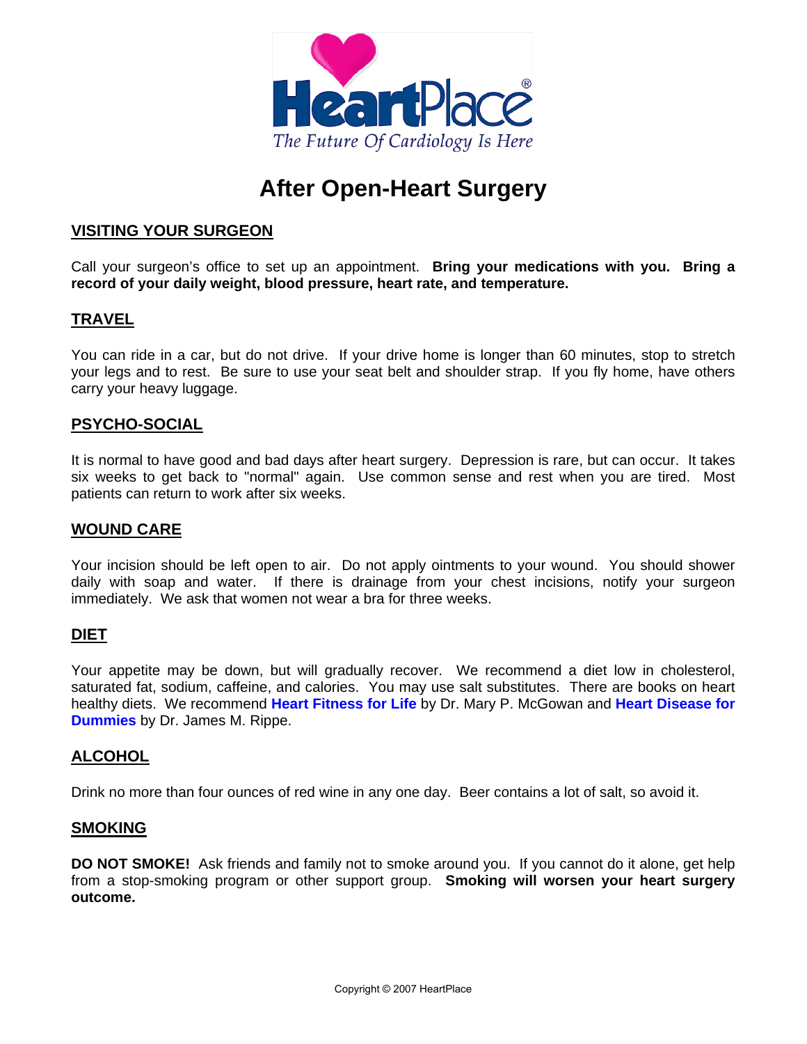HeartPlace®

*The Future Of Cardiology Is Here*

# After Open-Heart Surgery

## VISITING YOUR SURGEON

Call your surgeon's office to set up an appointment. **Bring your medications with you. Bring a record of your daily weight, blood pressure, heart rate, and temperature.**

## TRAVEL

You can ride in a car, but do not drive. If your drive home is longer than 60 minutes, stop to stretch your legs and to rest. Be sure to use your seat belt and shoulder strap. If you fly home, have others carry your heavy luggage.

## PSYCHO-SOCIAL

It is normal to have good and bad days after heart surgery. Depression is rare, but can occur. It takes six weeks to get back to "normal" again. Use common sense and rest when you are tired. Most patients can return to work after six weeks.

## WOUND CARE

Your incision should be left open to air. Do not apply ointments to your wound. You should shower daily with soap and water. If there is drainage from your chest incisions, notify your surgeon immediately. We ask that women not wear a bra for three weeks.

## DIET

Your appetite may be down, but will gradually recover. We recommend a diet low in cholesterol, saturated fat, sodium, caffeine, and calories. You may use salt substitutes. There are books on heart healthy diets. We recommend **Heart Fitness for Life** by Dr. Mary P. McGowan and **Heart Disease for Dummies** by Dr. James M. Rippe.

## ALCOHOL

Drink no more than four ounces of red wine in any one day. Beer contains a lot of salt, so avoid it.

## SMOKING

**DO NOT SMOKE!** Ask friends and family not to smoke around you. If you cannot do it alone, get help from a stop-smoking program or other support group. **Smoking will worsen your heart surgery outcome.**

Copyright © 2007 HeartPlace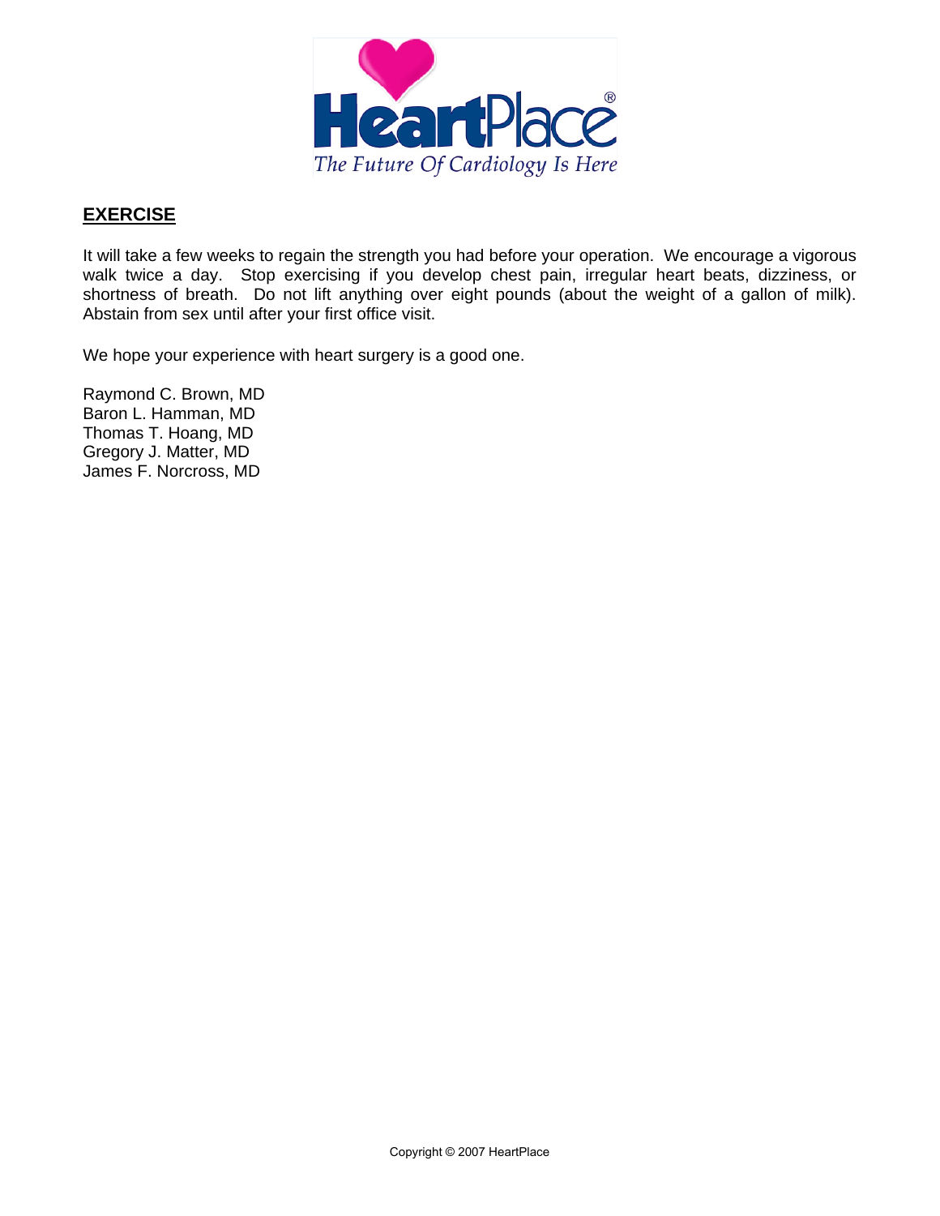## EXERCISE

It will take a few weeks to regain the strength you had before your operation. We encourage a vigorous walk twice a day. Stop exercising if you develop chest pain, irregular heart beats, dizziness, or shortness of breath. Do not lift anything over eight pounds (about the weight of a gallon of milk). Abstain from sex until after your first office visit.

We hope your experience with heart surgery is a good one.

Raymond C. Brown, MD
Baron L. Hamman, MD
Thomas T. Hoang, MD
Gregory J. Matter, MD
James F. Norcross, MD